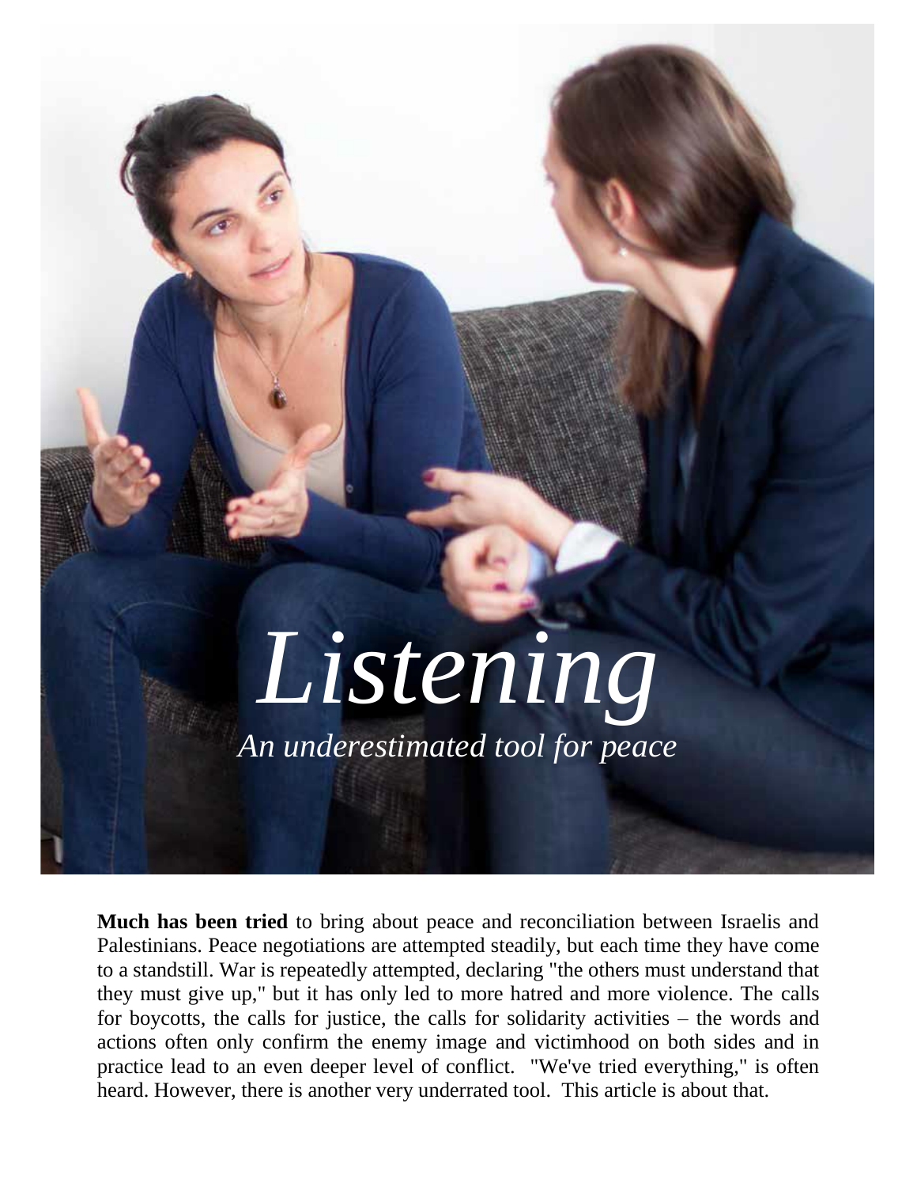# *Listening*

## *An underestimated tool for peace*

**Much has been tried** to bring about peace and reconciliation between Israelis and Palestinians. Peace negotiations are attempted steadily, but each time they have come to a standstill. War is repeatedly attempted, declaring "the others must understand that they must give up," but it has only led to more hatred and more violence. The calls for boycotts, the calls for justice, the calls for solidarity activities – the words and actions often only confirm the enemy image and victimhood on both sides and in practice lead to an even deeper level of conflict. "We've tried everything," is often heard. However, there is another very underrated tool. This article is about that.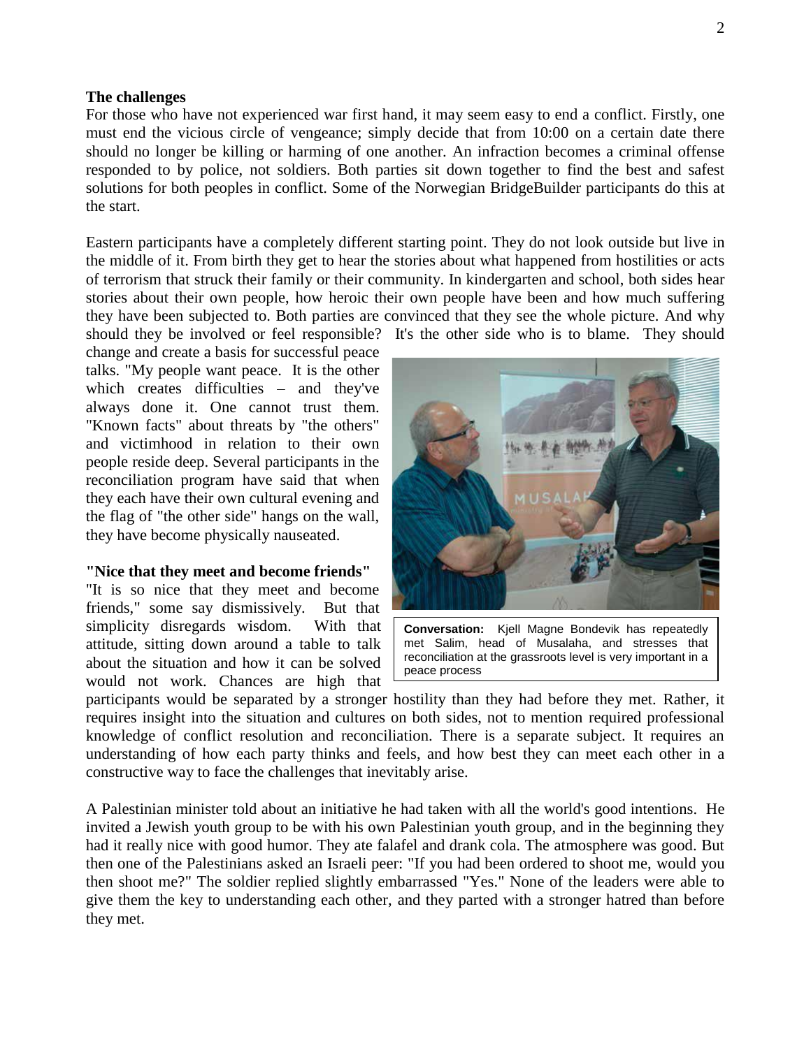**The challenges**

For those who have not experienced war first hand, it may seem easy to end a conflict. Firstly, one must end the vicious circle of vengeance; simply decide that from 10:00 on a certain date there should no longer be killing or harming of one another. An infraction becomes a criminal offense responded to by police, not soldiers. Both parties sit down together to find the best and safest solutions for both peoples in conflict. Some of the Norwegian BridgeBuilder participants do this at the start.

Eastern participants have a completely different starting point. They do not look outside but live in the middle of it. From birth they get to hear the stories about what happened from hostilities or acts of terrorism that struck their family or their community. In kindergarten and school, both sides hear stories about their own people, how heroic their own people have been and how much suffering they have been subjected to. Both parties are convinced that they see the whole picture. And why should they be involved or feel responsible? It's the other side who is to blame. They should change and create a basis for successful peace talks. "My people want peace. It is the other which creates difficulties – and they've always done it. One cannot trust them. "Known facts" about threats by "the others" and victimhood in relation to their own people reside deep. Several participants in the reconciliation program have said that when they each have their own cultural evening and the flag of "the other side" hangs on the wall, they have become physically nauseated.

**Conversation:** Kjell Magne Bondevik has repeatedly met Salim, head of Musalaha, and stresses that reconciliation at the grassroots level is very important in a peace process

**"Nice that they meet and become friends"**

"It is so nice that they meet and become friends," some say dismissively. But that simplicity disregards wisdom. With that attitude, sitting down around a table to talk about the situation and how it can be solved would not work. Chances are high that participants would be separated by a stronger hostility than they had before they met. Rather, it requires insight into the situation and cultures on both sides, not to mention required professional knowledge of conflict resolution and reconciliation. There is a separate subject. It requires an understanding of how each party thinks and feels, and how best they can meet each other in a constructive way to face the challenges that inevitably arise.

A Palestinian minister told about an initiative he had taken with all the world's good intentions. He invited a Jewish youth group to be with his own Palestinian youth group, and in the beginning they had it really nice with good humor. They ate falafel and drank cola. The atmosphere was good. But then one of the Palestinians asked an Israeli peer: "If you had been ordered to shoot me, would you then shoot me?" The soldier replied slightly embarrassed "Yes." None of the leaders were able to give them the key to understanding each other, and they parted with a stronger hatred than before they met.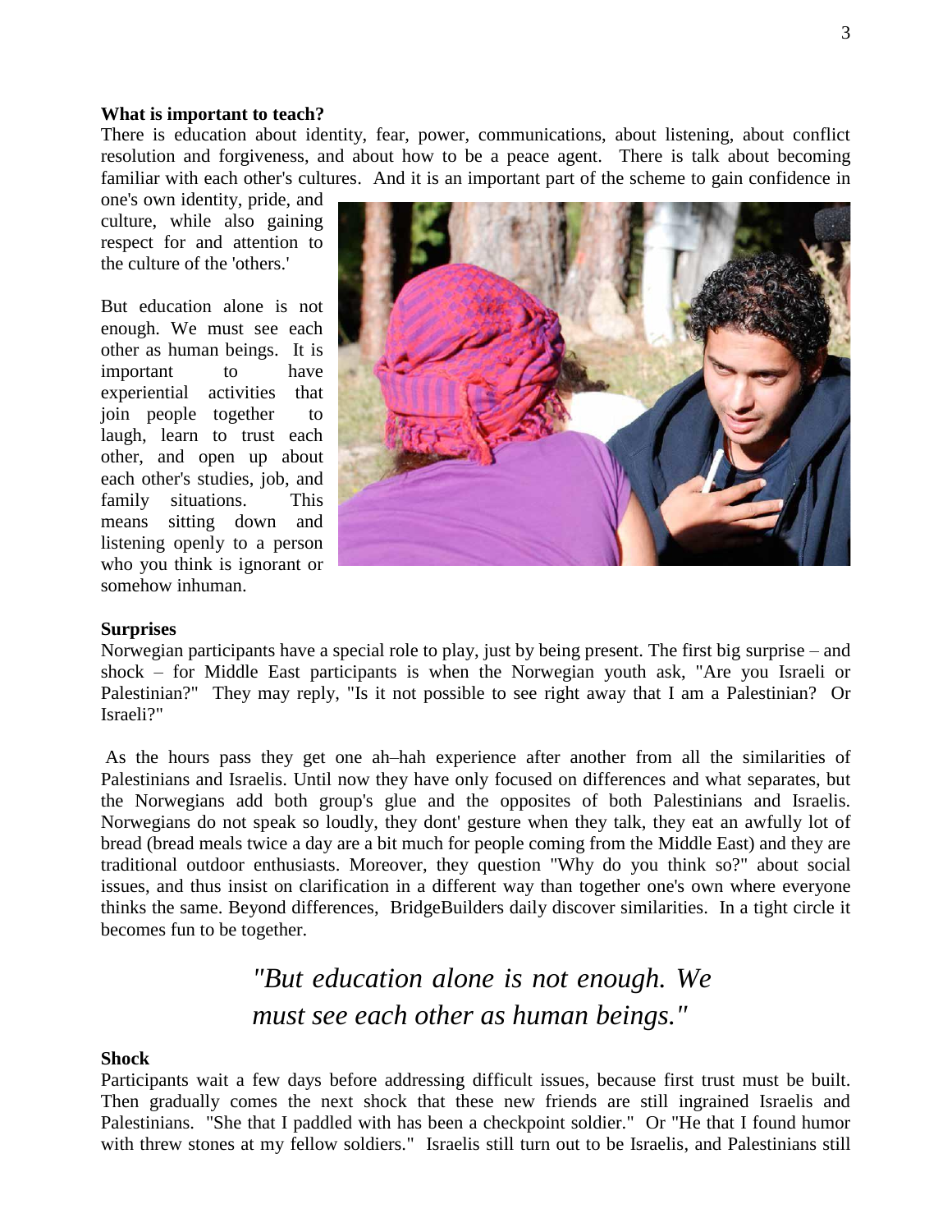**What is important to teach?**

There is education about identity, fear, power, communications, about listening, about conflict resolution and forgiveness, and about how to be a peace agent. There is talk about becoming familiar with each other's cultures. And it is an important part of the scheme to gain confidence in one's own identity, pride, and culture, while also gaining respect for and attention to the culture of the 'others.'

But education alone is not enough. We must see each other as human beings. It is important to have experiential activities that join people together to laugh, learn to trust each other, and open up about each other's studies, job, and family situations. This means sitting down and listening openly to a person who you think is ignorant or somehow inhuman.

**Surprises**

Norwegian participants have a special role to play, just by being present. The first big surprise – and shock – for Middle East participants is when the Norwegian youth ask, "Are you Israeli or Palestinian?" They may reply, "Is it not possible to see right away that I am a Palestinian? Or Israeli?"

As the hours pass they get one ah–hah experience after another from all the similarities of Palestinians and Israelis. Until now they have only focused on differences and what separates, but the Norwegians add both group's glue and the opposites of both Palestinians and Israelis. Norwegians do not speak so loudly, they dont' gesture when they talk, they eat an awfully lot of bread (bread meals twice a day are a bit much for people coming from the Middle East) and they are traditional outdoor enthusiasts. Moreover, they question "Why do you think so?" about social issues, and thus insist on clarification in a different way than together one's own where everyone thinks the same. Beyond differences, BridgeBuilders daily discover similarities. In a tight circle it becomes fun to be together.

> *"But education alone is not enough. We must see each other as human beings."*

**Shock**

Participants wait a few days before addressing difficult issues, because first trust must be built. Then gradually comes the next shock that these new friends are still ingrained Israelis and Palestinians. "She that I paddled with has been a checkpoint soldier." Or "He that I found humor with threw stones at my fellow soldiers." Israelis still turn out to be Israelis, and Palestinians still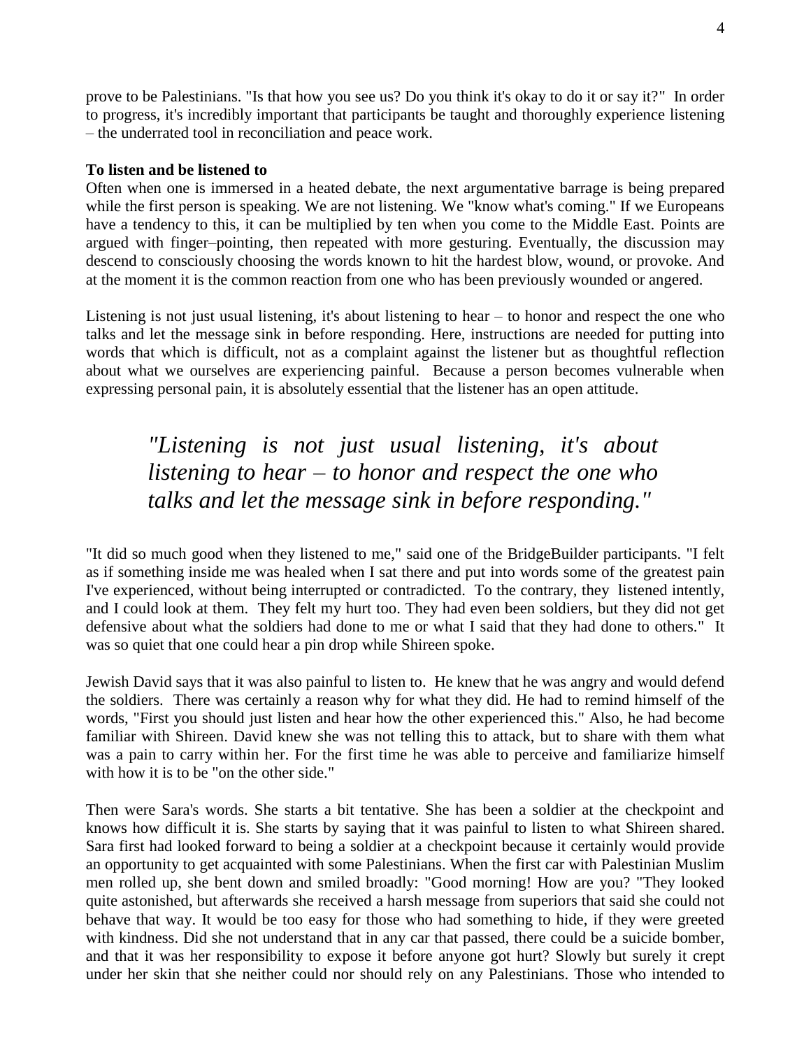prove to be Palestinians. "Is that how you see us? Do you think it's okay to do it or say it?" In order to progress, it's incredibly important that participants be taught and thoroughly experience listening – the underrated tool in reconciliation and peace work.

**To listen and be listened to**

Often when one is immersed in a heated debate, the next argumentative barrage is being prepared while the first person is speaking. We are not listening. We "know what's coming." If we Europeans have a tendency to this, it can be multiplied by ten when you come to the Middle East. Points are argued with finger–pointing, then repeated with more gesturing. Eventually, the discussion may descend to consciously choosing the words known to hit the hardest blow, wound, or provoke. And at the moment it is the common reaction from one who has been previously wounded or angered.

Listening is not just usual listening, it's about listening to hear – to honor and respect the one who talks and let the message sink in before responding. Here, instructions are needed for putting into words that which is difficult, not as a complaint against the listener but as thoughtful reflection about what we ourselves are experiencing painful. Because a person becomes vulnerable when expressing personal pain, it is absolutely essential that the listener has an open attitude.

> *"Listening is not just usual listening, it's about listening to hear – to honor and respect the one who talks and let the message sink in before responding."*

"It did so much good when they listened to me," said one of the BridgeBuilder participants. "I felt as if something inside me was healed when I sat there and put into words some of the greatest pain I've experienced, without being interrupted or contradicted. To the contrary, they listened intently, and I could look at them. They felt my hurt too. They had even been soldiers, but they did not get defensive about what the soldiers had done to me or what I said that they had done to others." It was so quiet that one could hear a pin drop while Shireen spoke.

Jewish David says that it was also painful to listen to. He knew that he was angry and would defend the soldiers. There was certainly a reason why for what they did. He had to remind himself of the words, "First you should just listen and hear how the other experienced this." Also, he had become familiar with Shireen. David knew she was not telling this to attack, but to share with them what was a pain to carry within her. For the first time he was able to perceive and familiarize himself with how it is to be "on the other side."

Then were Sara's words. She starts a bit tentative. She has been a soldier at the checkpoint and knows how difficult it is. She starts by saying that it was painful to listen to what Shireen shared. Sara first had looked forward to being a soldier at a checkpoint because it certainly would provide an opportunity to get acquainted with some Palestinians. When the first car with Palestinian Muslim men rolled up, she bent down and smiled broadly: "Good morning! How are you? "They looked quite astonished, but afterwards she received a harsh message from superiors that said she could not behave that way. It would be too easy for those who had something to hide, if they were greeted with kindness. Did she not understand that in any car that passed, there could be a suicide bomber, and that it was her responsibility to expose it before anyone got hurt? Slowly but surely it crept under her skin that she neither could nor should rely on any Palestinians. Those who intended to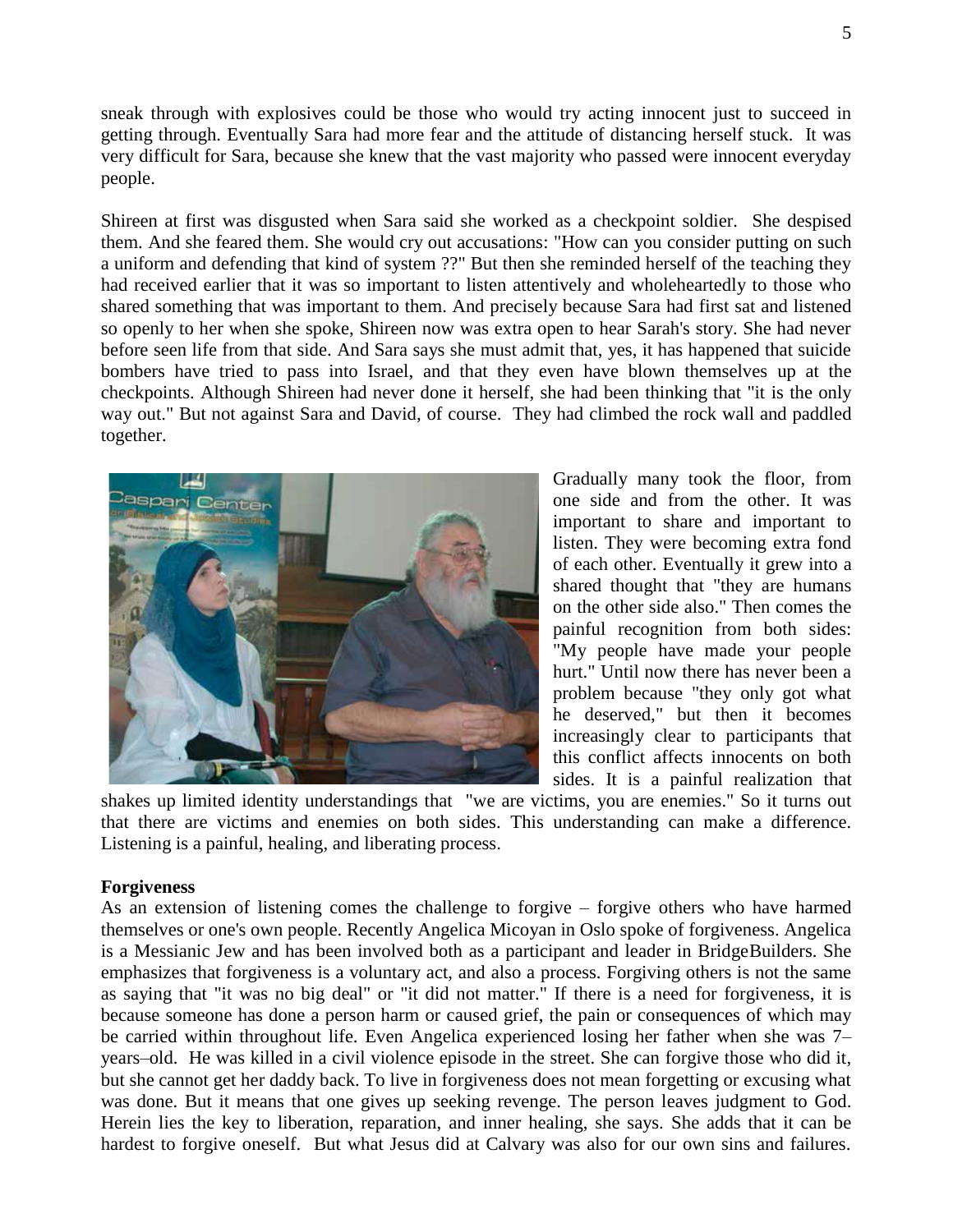sneak through with explosives could be those who would try acting innocent just to succeed in getting through. Eventually Sara had more fear and the attitude of distancing herself stuck. It was very difficult for Sara, because she knew that the vast majority who passed were innocent everyday people.

Shireen at first was disgusted when Sara said she worked as a checkpoint soldier. She despised them. And she feared them. She would cry out accusations: "How can you consider putting on such a uniform and defending that kind of system ??" But then she reminded herself of the teaching they had received earlier that it was so important to listen attentively and wholeheartedly to those who shared something that was important to them. And precisely because Sara had first sat and listened so openly to her when she spoke, Shireen now was extra open to hear Sarah's story. She had never before seen life from that side. And Sara says she must admit that, yes, it has happened that suicide bombers have tried to pass into Israel, and that they even have blown themselves up at the checkpoints. Although Shireen had never done it herself, she had been thinking that "it is the only way out." But not against Sara and David, of course. They had climbed the rock wall and paddled together.

Gradually many took the floor, from one side and from the other. It was important to share and important to listen. They were becoming extra fond of each other. Eventually it grew into a shared thought that "they are humans on the other side also." Then comes the painful recognition from both sides: "My people have made your people hurt." Until now there has never been a problem because "they only got what he deserved," but then it becomes increasingly clear to participants that this conflict affects innocents on both sides. It is a painful realization that shakes up limited identity understandings that "we are victims, you are enemies." So it turns out that there are victims and enemies on both sides. This understanding can make a difference. Listening is a painful, healing, and liberating process.

**Forgiveness**

As an extension of listening comes the challenge to forgive – forgive others who have harmed themselves or one's own people. Recently Angelica Micoyan in Oslo spoke of forgiveness. Angelica is a Messianic Jew and has been involved both as a participant and leader in BridgeBuilders. She emphasizes that forgiveness is a voluntary act, and also a process. Forgiving others is not the same as saying that "it was no big deal" or "it did not matter." If there is a need for forgiveness, it is because someone has done a person harm or caused grief, the pain or consequences of which may be carried within throughout life. Even Angelica experienced losing her father when she was 7–years–old. He was killed in a civil violence episode in the street. She can forgive those who did it, but she cannot get her daddy back. To live in forgiveness does not mean forgetting or excusing what was done. But it means that one gives up seeking revenge. The person leaves judgment to God. Herein lies the key to liberation, reparation, and inner healing, she says. She adds that it can be hardest to forgive oneself. But what Jesus did at Calvary was also for our own sins and failures.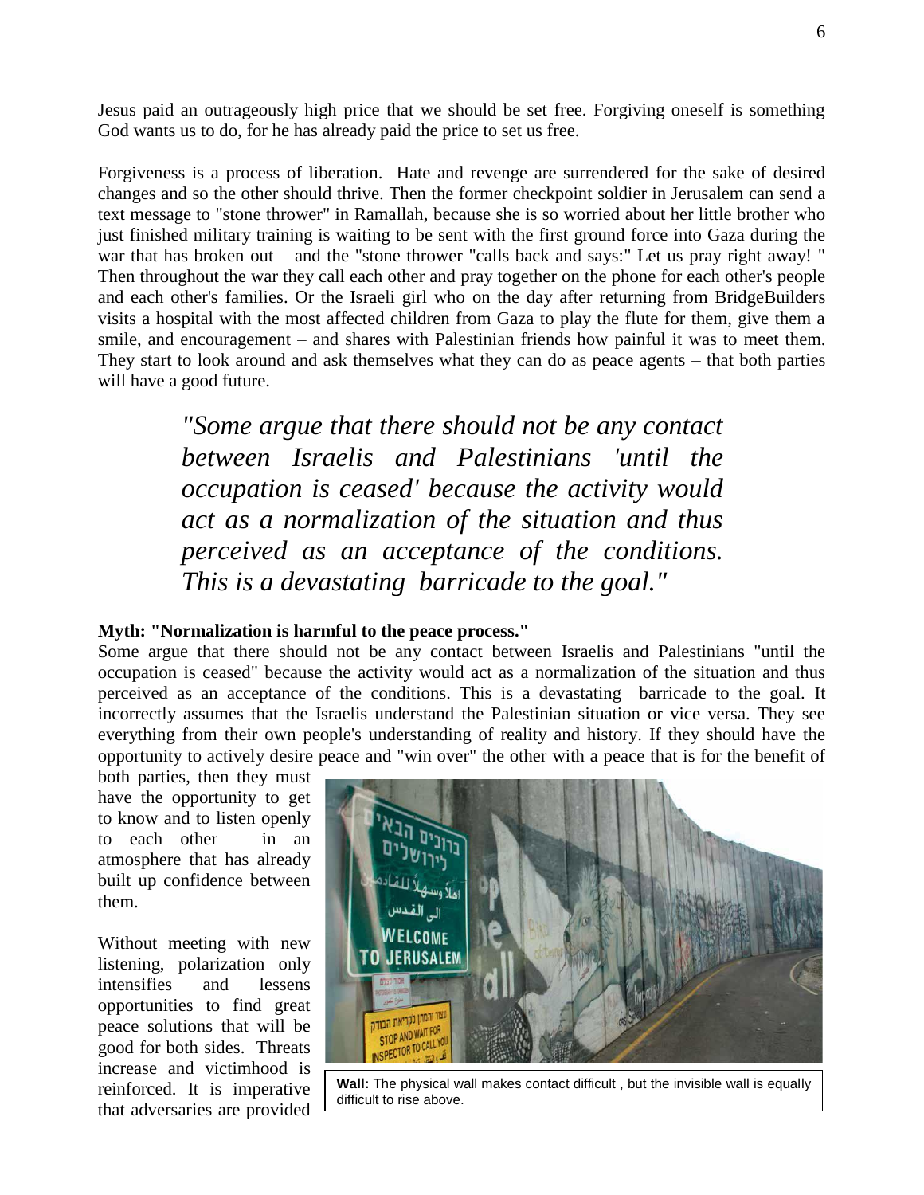Jesus paid an outrageously high price that we should be set free. Forgiving oneself is something God wants us to do, for he has already paid the price to set us free.

Forgiveness is a process of liberation. Hate and revenge are surrendered for the sake of desired changes and so the other should thrive. Then the former checkpoint soldier in Jerusalem can send a text message to "stone thrower" in Ramallah, because she is so worried about her little brother who just finished military training is waiting to be sent with the first ground force into Gaza during the war that has broken out – and the "stone thrower "calls back and says:" Let us pray right away! " Then throughout the war they call each other and pray together on the phone for each other's people and each other's families. Or the Israeli girl who on the day after returning from BridgeBuilders visits a hospital with the most affected children from Gaza to play the flute for them, give them a smile, and encouragement – and shares with Palestinian friends how painful it was to meet them. They start to look around and ask themselves what they can do as peace agents – that both parties will have a good future.

> *"Some argue that there should not be any contact between Israelis and Palestinians 'until the occupation is ceased' because the activity would act as a normalization of the situation and thus perceived as an acceptance of the conditions. This is a devastating barricade to the goal."*

**Myth: "Normalization is harmful to the peace process."**

Some argue that there should not be any contact between Israelis and Palestinians "until the occupation is ceased" because the activity would act as a normalization of the situation and thus perceived as an acceptance of the conditions. This is a devastating barricade to the goal. It incorrectly assumes that the Israelis understand the Palestinian situation or vice versa. They see everything from their own people's understanding of reality and history. If they should have the opportunity to actively desire peace and "win over" the other with a peace that is for the benefit of both parties, then they must have the opportunity to get to know and to listen openly to each other – in an atmosphere that has already built up confidence between them.

Without meeting with new listening, polarization only intensifies and lessens opportunities to find great peace solutions that will be good for both sides. Threats increase and victimhood is reinforced. It is imperative that adversaries are provided

**Wall:** The physical wall makes contact difficult , but the invisible wall is equally difficult to rise above.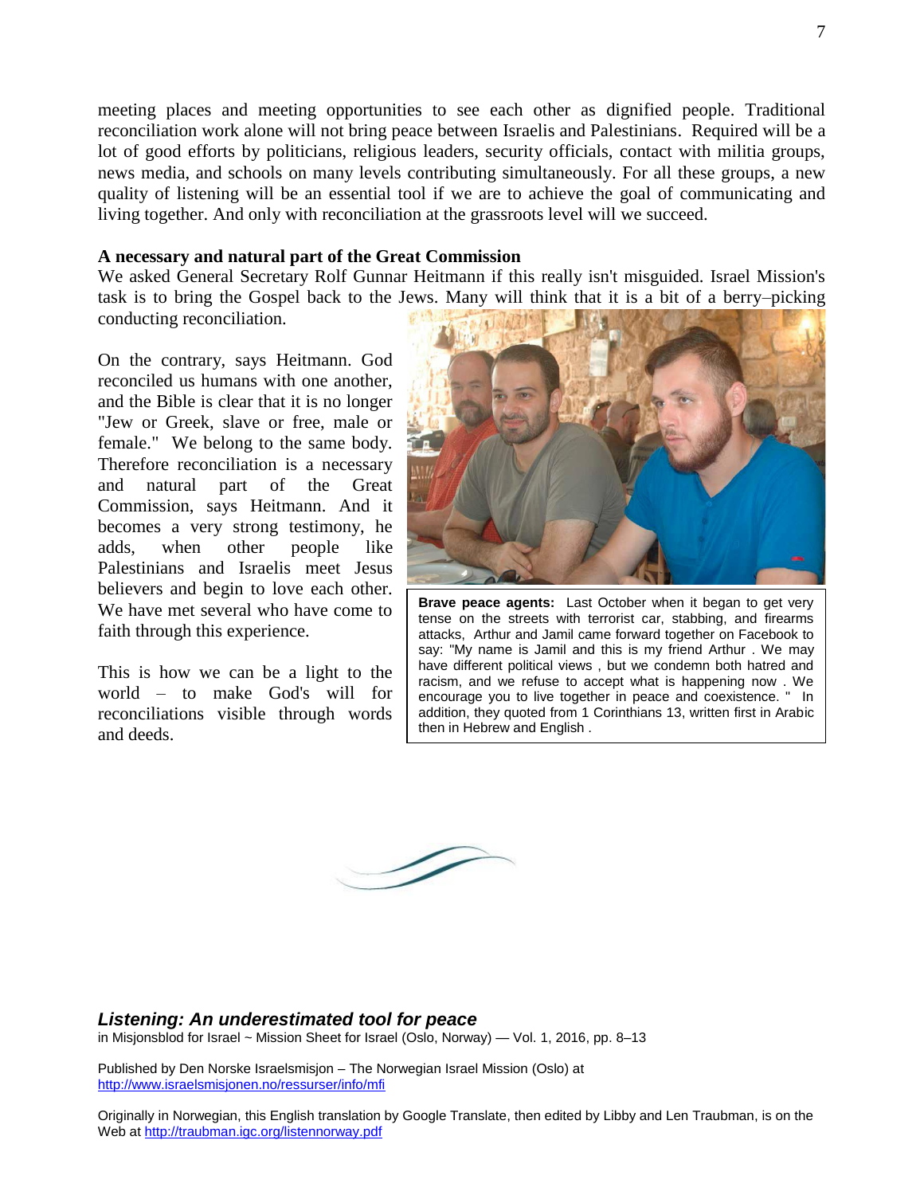meeting places and meeting opportunities to see each other as dignified people. Traditional reconciliation work alone will not bring peace between Israelis and Palestinians. Required will be a lot of good efforts by politicians, religious leaders, security officials, contact with militia groups, news media, and schools on many levels contributing simultaneously. For all these groups, a new quality of listening will be an essential tool if we are to achieve the goal of communicating and living together. And only with reconciliation at the grassroots level will we succeed.

**A necessary and natural part of the Great Commission**

We asked General Secretary Rolf Gunnar Heitmann if this really isn't misguided. Israel Mission's task is to bring the Gospel back to the Jews. Many will think that it is a bit of a berry–picking conducting reconciliation.

On the contrary, says Heitmann. God reconciled us humans with one another, and the Bible is clear that it is no longer "Jew or Greek, slave or free, male or female." We belong to the same body. Therefore reconciliation is a necessary and natural part of the Great Commission, says Heitmann. And it becomes a very strong testimony, he adds, when other people like Palestinians and Israelis meet Jesus believers and begin to love each other. We have met several who have come to faith through this experience.

This is how we can be a light to the world – to make God's will for reconciliations visible through words and deeds.

**Brave peace agents:** Last October when it began to get very tense on the streets with terrorist car, stabbing, and firearms attacks, Arthur and Jamil came forward together on Facebook to say: "My name is Jamil and this is my friend Arthur . We may have different political views , but we condemn both hatred and racism, and we refuse to accept what is happening now . We encourage you to live together in peace and coexistence. " In addition, they quoted from 1 Corinthians 13, written first in Arabic then in Hebrew and English .

***Listening: An underestimated tool for peace***

in Misjonsblod for Israel ~ Mission Sheet for Israel (Oslo, Norway) — Vol. 1, 2016, pp. 8–13

Published by Den Norske Israelsmisjon – The Norwegian Israel Mission (Oslo) at
http://www.israelsmisjonen.no/ressurser/info/mfi

Originally in Norwegian, this English translation by Google Translate, then edited by Libby and Len Traubman, is on the Web at http://traubman.igc.org/listennorway.pdf